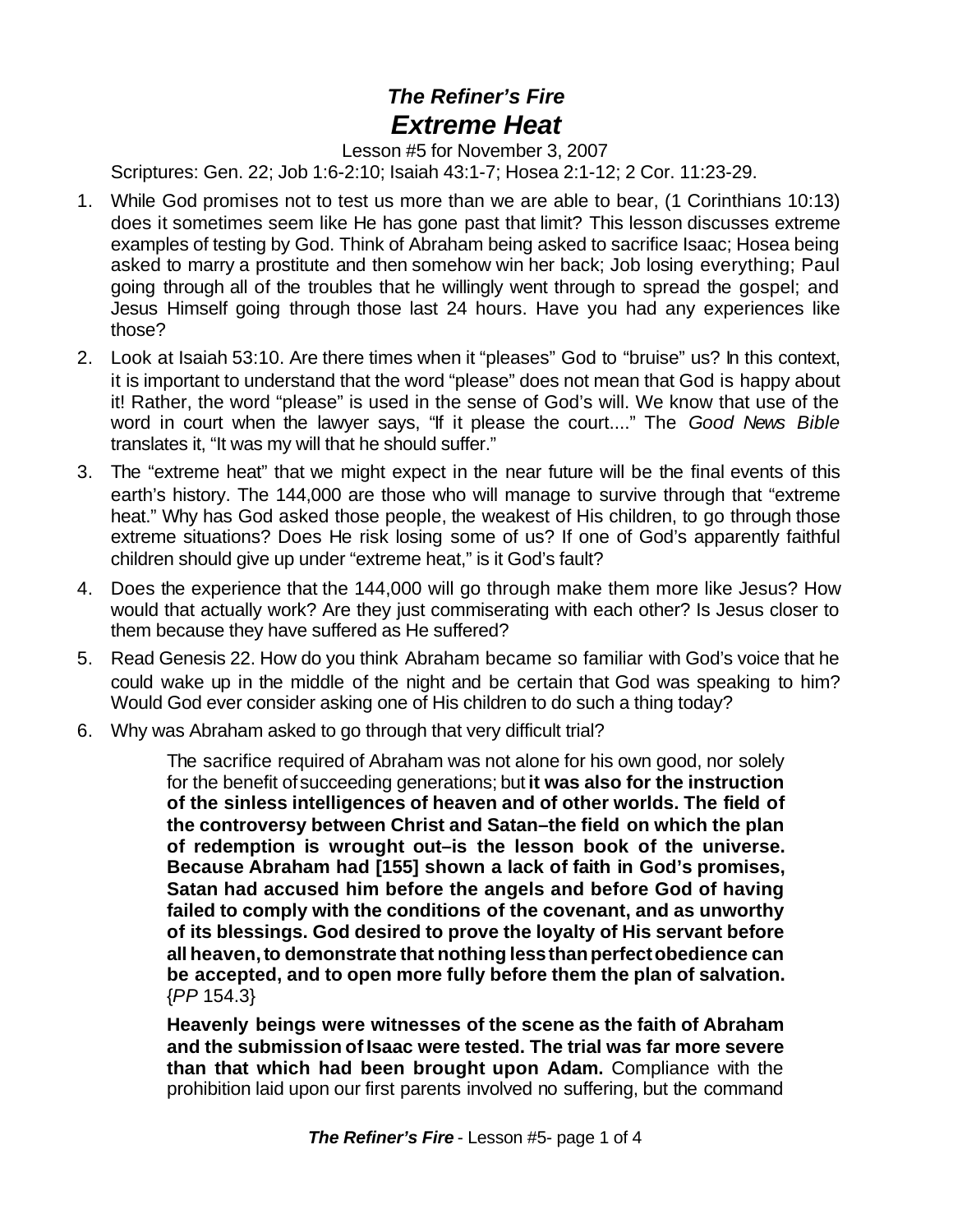# *The Refiner's Fire*
# *Extreme Heat*

Lesson #5 for November 3, 2007

Scriptures: Gen. 22; Job 1:6-2:10; Isaiah 43:1-7; Hosea 2:1-12; 2 Cor. 11:23-29.

1. While God promises not to test us more than we are able to bear, (1 Corinthians 10:13) does it sometimes seem like He has gone past that limit? This lesson discusses extreme examples of testing by God. Think of Abraham being asked to sacrifice Isaac; Hosea being asked to marry a prostitute and then somehow win her back; Job losing everything; Paul going through all of the troubles that he willingly went through to spread the gospel; and Jesus Himself going through those last 24 hours. Have you had any experiences like those?

2. Look at Isaiah 53:10. Are there times when it "pleases" God to "bruise" us? In this context, it is important to understand that the word "please" does not mean that God is happy about it! Rather, the word "please" is used in the sense of God's will. We know that use of the word in court when the lawyer says, "If it please the court...." The *Good News Bible* translates it, "It was my will that he should suffer."

3. The "extreme heat" that we might expect in the near future will be the final events of this earth's history. The 144,000 are those who will manage to survive through that "extreme heat." Why has God asked those people, the weakest of His children, to go through those extreme situations? Does He risk losing some of us? If one of God's apparently faithful children should give up under "extreme heat," is it God's fault?

4. Does the experience that the 144,000 will go through make them more like Jesus? How would that actually work? Are they just commiserating with each other? Is Jesus closer to them because they have suffered as He suffered?

5. Read Genesis 22. How do you think Abraham became so familiar with God's voice that he could wake up in the middle of the night and be certain that God was speaking to him? Would God ever consider asking one of His children to do such a thing today?

6. Why was Abraham asked to go through that very difficult trial?

> The sacrifice required of Abraham was not alone for his own good, nor solely for the benefit of succeeding generations; but **it was also for the instruction of the sinless intelligences of heaven and of other worlds. The field of the controversy between Christ and Satan–the field on which the plan of redemption is wrought out–is the lesson book of the universe. Because Abraham had [155] shown a lack of faith in God's promises, Satan had accused him before the angels and before God of having failed to comply with the conditions of the covenant, and as unworthy of its blessings. God desired to prove the loyalty of His servant before all heaven, to demonstrate that nothing less than perfect obedience can be accepted, and to open more fully before them the plan of salvation.** {*PP* 154.3}
>
> **Heavenly beings were witnesses of the scene as the faith of Abraham and the submission of Isaac were tested. The trial was far more severe than that which had been brought upon Adam.** Compliance with the prohibition laid upon our first parents involved no suffering, but the command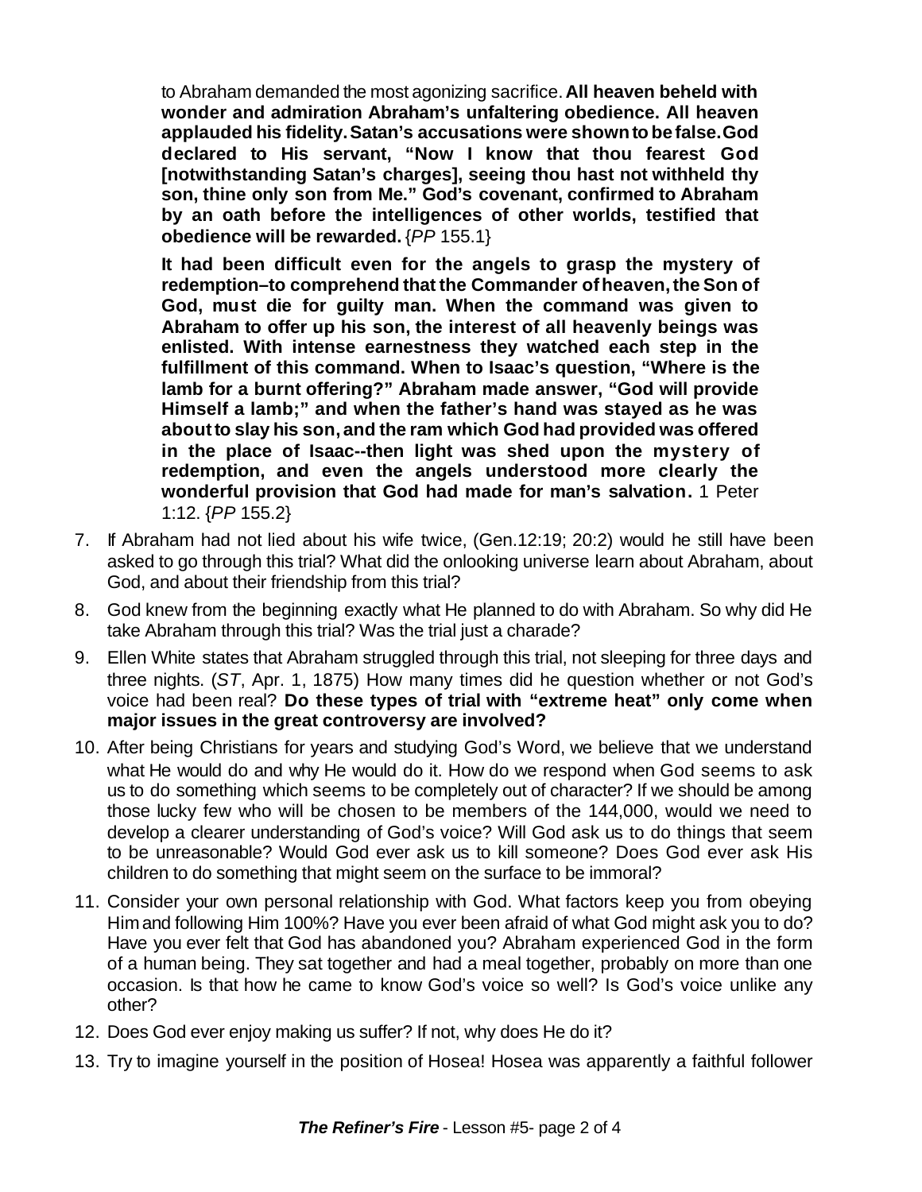to Abraham demanded the most agonizing sacrifice. **All heaven beheld with wonder and admiration Abraham's unfaltering obedience. All heaven applauded his fidelity. Satan's accusations were shown to be false. God declared to His servant, "Now I know that thou fearest God [notwithstanding Satan's charges], seeing thou hast not withheld thy son, thine only son from Me." God's covenant, confirmed to Abraham by an oath before the intelligences of other worlds, testified that obedience will be rewarded.** {*PP* 155.1}

**It had been difficult even for the angels to grasp the mystery of redemption–to comprehend that the Commander of heaven, the Son of God, must die for guilty man. When the command was given to Abraham to offer up his son, the interest of all heavenly beings was enlisted. With intense earnestness they watched each step in the fulfillment of this command. When to Isaac's question, "Where is the lamb for a burnt offering?" Abraham made answer, "God will provide Himself a lamb;" and when the father's hand was stayed as he was about to slay his son, and the ram which God had provided was offered in the place of Isaac--then light was shed upon the mystery of redemption, and even the angels understood more clearly the wonderful provision that God had made for man's salvation.** 1 Peter 1:12. {*PP* 155.2}

7. If Abraham had not lied about his wife twice, (Gen.12:19; 20:2) would he still have been asked to go through this trial? What did the onlooking universe learn about Abraham, about God, and about their friendship from this trial?
8. God knew from the beginning exactly what He planned to do with Abraham. So why did He take Abraham through this trial? Was the trial just a charade?
9. Ellen White states that Abraham struggled through this trial, not sleeping for three days and three nights. (*ST*, Apr. 1, 1875) How many times did he question whether or not God's voice had been real? **Do these types of trial with "extreme heat" only come when major issues in the great controversy are involved?**
10. After being Christians for years and studying God's Word, we believe that we understand what He would do and why He would do it. How do we respond when God seems to ask us to do something which seems to be completely out of character? If we should be among those lucky few who will be chosen to be members of the 144,000, would we need to develop a clearer understanding of God's voice? Will God ask us to do things that seem to be unreasonable? Would God ever ask us to kill someone? Does God ever ask His children to do something that might seem on the surface to be immoral?
11. Consider your own personal relationship with God. What factors keep you from obeying Him and following Him 100%? Have you ever been afraid of what God might ask you to do? Have you ever felt that God has abandoned you? Abraham experienced God in the form of a human being. They sat together and had a meal together, probably on more than one occasion. Is that how he came to know God's voice so well? Is God's voice unlike any other?
12. Does God ever enjoy making us suffer? If not, why does He do it?
13. Try to imagine yourself in the position of Hosea! Hosea was apparently a faithful follower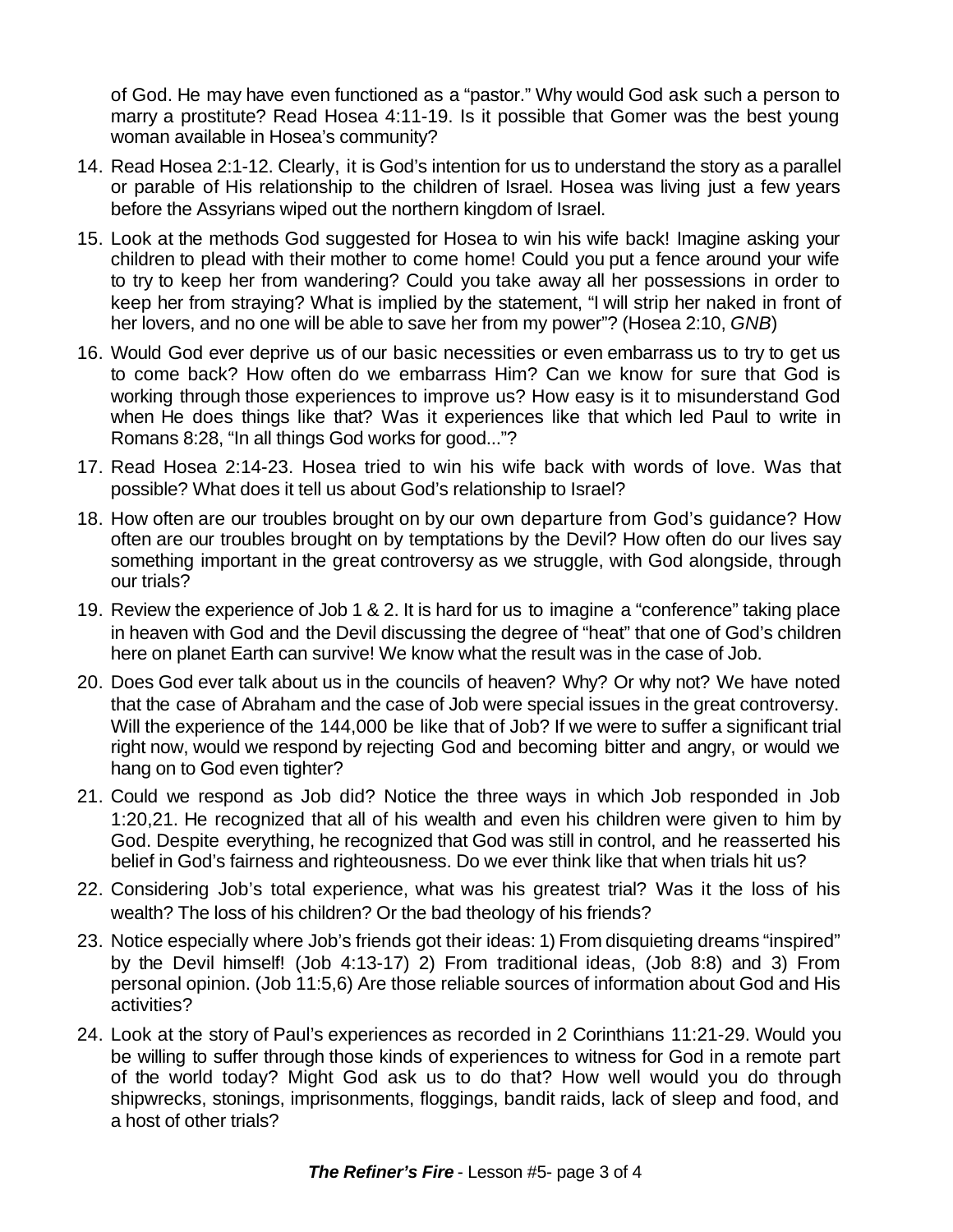of God. He may have even functioned as a "pastor." Why would God ask such a person to marry a prostitute? Read Hosea 4:11-19. Is it possible that Gomer was the best young woman available in Hosea's community?

14. Read Hosea 2:1-12. Clearly, it is God's intention for us to understand the story as a parallel or parable of His relationship to the children of Israel. Hosea was living just a few years before the Assyrians wiped out the northern kingdom of Israel.
15. Look at the methods God suggested for Hosea to win his wife back! Imagine asking your children to plead with their mother to come home! Could you put a fence around your wife to try to keep her from wandering? Could you take away all her possessions in order to keep her from straying? What is implied by the statement, "I will strip her naked in front of her lovers, and no one will be able to save her from my power"? (Hosea 2:10, *GNB*)
16. Would God ever deprive us of our basic necessities or even embarrass us to try to get us to come back? How often do we embarrass Him? Can we know for sure that God is working through those experiences to improve us? How easy is it to misunderstand God when He does things like that? Was it experiences like that which led Paul to write in Romans 8:28, "In all things God works for good..."?
17. Read Hosea 2:14-23. Hosea tried to win his wife back with words of love. Was that possible? What does it tell us about God's relationship to Israel?
18. How often are our troubles brought on by our own departure from God's guidance? How often are our troubles brought on by temptations by the Devil? How often do our lives say something important in the great controversy as we struggle, with God alongside, through our trials?
19. Review the experience of Job 1 & 2. It is hard for us to imagine a "conference" taking place in heaven with God and the Devil discussing the degree of "heat" that one of God's children here on planet Earth can survive! We know what the result was in the case of Job.
20. Does God ever talk about us in the councils of heaven? Why? Or why not? We have noted that the case of Abraham and the case of Job were special issues in the great controversy. Will the experience of the 144,000 be like that of Job? If we were to suffer a significant trial right now, would we respond by rejecting God and becoming bitter and angry, or would we hang on to God even tighter?
21. Could we respond as Job did? Notice the three ways in which Job responded in Job 1:20,21. He recognized that all of his wealth and even his children were given to him by God. Despite everything, he recognized that God was still in control, and he reasserted his belief in God's fairness and righteousness. Do we ever think like that when trials hit us?
22. Considering Job's total experience, what was his greatest trial? Was it the loss of his wealth? The loss of his children? Or the bad theology of his friends?
23. Notice especially where Job's friends got their ideas: 1) From disquieting dreams "inspired" by the Devil himself! (Job 4:13-17) 2) From traditional ideas, (Job 8:8) and 3) From personal opinion. (Job 11:5,6) Are those reliable sources of information about God and His activities?
24. Look at the story of Paul's experiences as recorded in 2 Corinthians 11:21-29. Would you be willing to suffer through those kinds of experiences to witness for God in a remote part of the world today? Might God ask us to do that? How well would you do through shipwrecks, stonings, imprisonments, floggings, bandit raids, lack of sleep and food, and a host of other trials?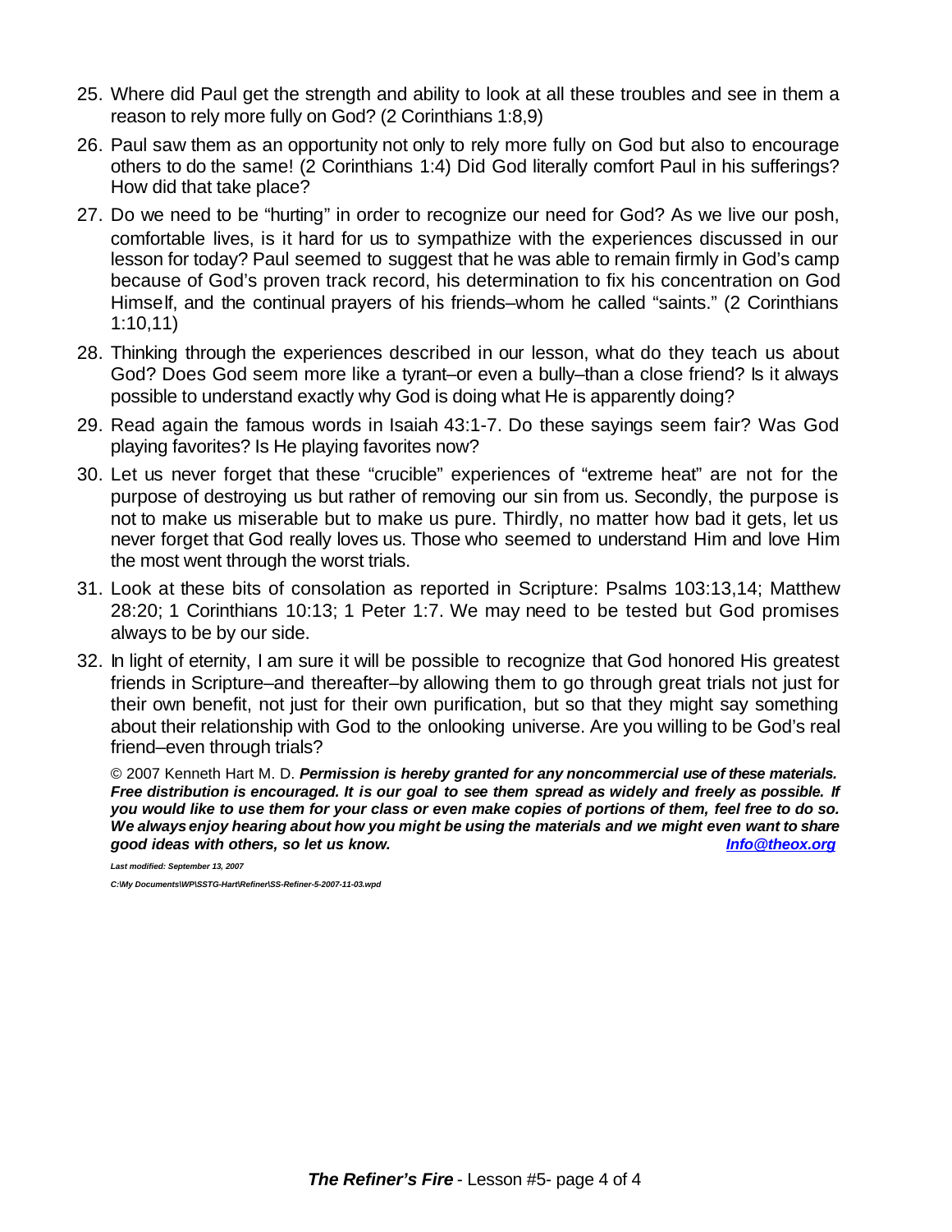25. Where did Paul get the strength and ability to look at all these troubles and see in them a reason to rely more fully on God? (2 Corinthians 1:8,9)

26. Paul saw them as an opportunity not only to rely more fully on God but also to encourage others to do the same! (2 Corinthians 1:4) Did God literally comfort Paul in his sufferings? How did that take place?

27. Do we need to be "hurting" in order to recognize our need for God? As we live our posh, comfortable lives, is it hard for us to sympathize with the experiences discussed in our lesson for today? Paul seemed to suggest that he was able to remain firmly in God's camp because of God's proven track record, his determination to fix his concentration on God Himself, and the continual prayers of his friends–whom he called "saints." (2 Corinthians 1:10,11)

28. Thinking through the experiences described in our lesson, what do they teach us about God? Does God seem more like a tyrant–or even a bully–than a close friend? Is it always possible to understand exactly why God is doing what He is apparently doing?

29. Read again the famous words in Isaiah 43:1-7. Do these sayings seem fair? Was God playing favorites? Is He playing favorites now?

30. Let us never forget that these "crucible" experiences of "extreme heat" are not for the purpose of destroying us but rather of removing our sin from us. Secondly, the purpose is not to make us miserable but to make us pure. Thirdly, no matter how bad it gets, let us never forget that God really loves us. Those who seemed to understand Him and love Him the most went through the worst trials.

31. Look at these bits of consolation as reported in Scripture: Psalms 103:13,14; Matthew 28:20; 1 Corinthians 10:13; 1 Peter 1:7. We may need to be tested but God promises always to be by our side.

32. In light of eternity, I am sure it will be possible to recognize that God honored His greatest friends in Scripture–and thereafter–by allowing them to go through great trials not just for their own benefit, not just for their own purification, but so that they might say something about their relationship with God to the onlooking universe. Are you willing to be God's real friend–even through trials?

© 2007 Kenneth Hart M. D. ***Permission is hereby granted for any noncommercial use of these materials. Free distribution is encouraged. It is our goal to see them spread as widely and freely as possible. If you would like to use them for your class or even make copies of portions of them, feel free to do so. We always enjoy hearing about how you might be using the materials and we might even want to share good ideas with others, so let us know.*** ***Info@theox.org***

***Last modified: September 13, 2007***

***C:\My Documents\WP\SSTG-Hart\Refiner\SS-Refiner-5-2007-11-03.wpd***